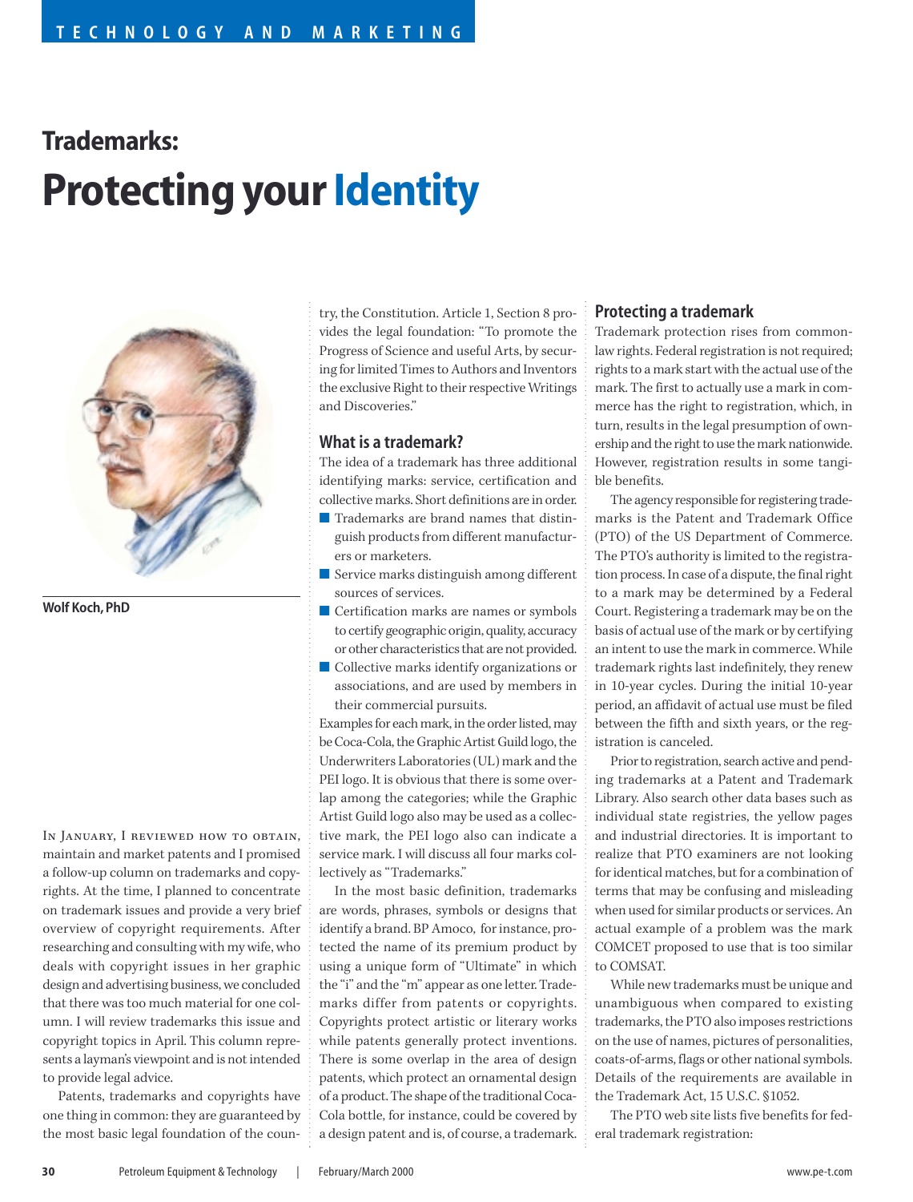# Trademarks: Protecting your Identity

**Wolf Koch, PhD**

In January, I reviewed how to obtain, maintain and market patents and I promised a follow-up column on trademarks and copyrights. At the time, I planned to concentrate on trademark issues and provide a very brief overview of copyright requirements. After researching and consulting with my wife, who deals with copyright issues in her graphic design and advertising business, we concluded that there was too much material for one column. I will review trademarks this issue and copyright topics in April. This column represents a layman's viewpoint and is not intended to provide legal advice.

Patents, trademarks and copyrights have one thing in common: they are guaranteed by the most basic legal foundation of the country, the Constitution. Article 1, Section 8 provides the legal foundation: "To promote the Progress of Science and useful Arts, by securing for limited Times to Authors and Inventors the exclusive Right to their respective Writings and Discoveries."

## What is a trademark?

The idea of a trademark has three additional identifying marks: service, certification and collective marks. Short definitions are in order.

- Trademarks are brand names that distinguish products from different manufacturers or marketers.
- Service marks distinguish among different sources of services.
- Certification marks are names or symbols to certify geographic origin, quality, accuracy or other characteristics that are not provided.
- Collective marks identify organizations or associations, and are used by members in their commercial pursuits.

Examples for each mark, in the order listed, may be Coca-Cola, the Graphic Artist Guild logo, the Underwriters Laboratories (UL) mark and the PEI logo. It is obvious that there is some overlap among the categories; while the Graphic Artist Guild logo also may be used as a collective mark, the PEI logo also can indicate a service mark. I will discuss all four marks collectively as "Trademarks."

In the most basic definition, trademarks are words, phrases, symbols or designs that identify a brand. BP Amoco, for instance, protected the name of its premium product by using a unique form of "Ultimate" in which the "i" and the "m" appear as one letter. Trademarks differ from patents or copyrights. Copyrights protect artistic or literary works while patents generally protect inventions. There is some overlap in the area of design patents, which protect an ornamental design of a product. The shape of the traditional Coca-Cola bottle, for instance, could be covered by a design patent and is, of course, a trademark.

## Protecting a trademark

Trademark protection rises from common-law rights. Federal registration is not required; rights to a mark start with the actual use of the mark. The first to actually use a mark in commerce has the right to registration, which, in turn, results in the legal presumption of ownership and the right to use the mark nationwide. However, registration results in some tangible benefits.

The agency responsible for registering trademarks is the Patent and Trademark Office (PTO) of the US Department of Commerce. The PTO's authority is limited to the registration process. In case of a dispute, the final right to a mark may be determined by a Federal Court. Registering a trademark may be on the basis of actual use of the mark or by certifying an intent to use the mark in commerce. While trademark rights last indefinitely, they renew in 10-year cycles. During the initial 10-year period, an affidavit of actual use must be filed between the fifth and sixth years, or the registration is canceled.

Prior to registration, search active and pending trademarks at a Patent and Trademark Library. Also search other data bases such as individual state registries, the yellow pages and industrial directories. It is important to realize that PTO examiners are not looking for identical matches, but for a combination of terms that may be confusing and misleading when used for similar products or services. An actual example of a problem was the mark COMCET proposed to use that is too similar to COMSAT.

While new trademarks must be unique and unambiguous when compared to existing trademarks, the PTO also imposes restrictions on the use of names, pictures of personalities, coats-of-arms, flags or other national symbols. Details of the requirements are available in the Trademark Act, 15 U.S.C. §1052.

The PTO web site lists five benefits for federal trademark registration: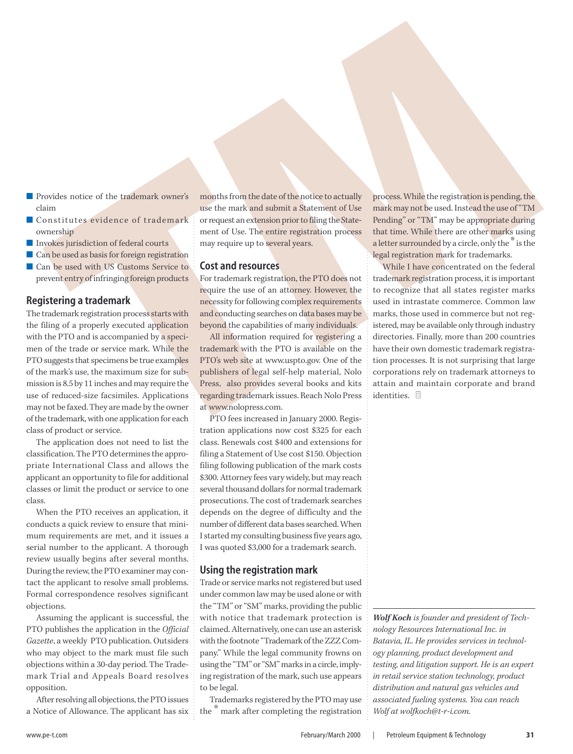- Provides notice of the trademark owner's claim
- Constitutes evidence of trademark ownership
- Invokes jurisdiction of federal courts
- Can be used as basis for foreign registration
- Can be used with US Customs Service to prevent entry of infringing foreign products

## Registering a trademark

The trademark registration process starts with the filing of a properly executed application with the PTO and is accompanied by a specimen of the trade or service mark. While the PTO suggests that specimens be true examples of the mark's use, the maximum size for submission is 8.5 by 11 inches and may require the use of reduced-size facsimiles. Applications may not be faxed. They are made by the owner of the trademark, with one application for each class of product or service.

The application does not need to list the classification. The PTO determines the appropriate International Class and allows the applicant an opportunity to file for additional classes or limit the product or service to one class.

When the PTO receives an application, it conducts a quick review to ensure that minimum requirements are met, and it issues a serial number to the applicant. A thorough review usually begins after several months. During the review, the PTO examiner may contact the applicant to resolve small problems. Formal correspondence resolves significant objections.

Assuming the applicant is successful, the PTO publishes the application in the *Official Gazette*, a weekly PTO publication. Outsiders who may object to the mark must file such objections within a 30-day period. The Trademark Trial and Appeals Board resolves opposition.

After resolving all objections, the PTO issues a Notice of Allowance. The applicant has six months from the date of the notice to actually use the mark and submit a Statement of Use or request an extension prior to filing the Statement of Use. The entire registration process may require up to several years.

## Cost and resources

For trademark registration, the PTO does not require the use of an attorney. However, the necessity for following complex requirements and conducting searches on data bases may be beyond the capabilities of many individuals.

All information required for registering a trademark with the PTO is available on the PTO's web site at www.uspto.gov. One of the publishers of legal self-help material, Nolo Press, also provides several books and kits regarding trademark issues. Reach Nolo Press at www.nolopress.com.

PTO fees increased in January 2000. Registration applications now cost $325 for each class. Renewals cost $400 and extensions for filing a Statement of Use cost $150. Objection filing following publication of the mark costs $300. Attorney fees vary widely, but may reach several thousand dollars for normal trademark prosecutions. The cost of trademark searches depends on the degree of difficulty and the number of different data bases searched. When I started my consulting business five years ago, I was quoted $3,000 for a trademark search.

## Using the registration mark

Trade or service marks not registered but used under common law may be used alone or with the "TM" or "SM" marks, providing the public with notice that trademark protection is claimed. Alternatively, one can use an asterisk with the footnote "Trademark of the ZZZ Company." While the legal community frowns on using the "TM" or "SM" marks in a circle, implying registration of the mark, such use appears to be legal.

Trademarks registered by the PTO may use the ® mark after completing the registration process. While the registration is pending, the mark may not be used. Instead the use of "TM Pending" or "TM" may be appropriate during that time. While there are other marks using a letter surrounded by a circle, only the ® is the legal registration mark for trademarks.

While I have concentrated on the federal trademark registration process, it is important to recognize that all states register marks used in intrastate commerce. Common law marks, those used in commerce but not registered, may be available only through industry directories. Finally, more than 200 countries have their own domestic trademark registration processes. It is not surprising that large corporations rely on trademark attorneys to attain and maintain corporate and brand identities.

***Wolf Koch** is founder and president of Technology Resources International Inc. in Batavia, IL. He provides services in technology planning, product development and testing, and litigation support. He is an expert in retail service station technology, product distribution and natural gas vehicles and associated fueling systems. You can reach Wolf at wolfkoch@t-r-i.com.*